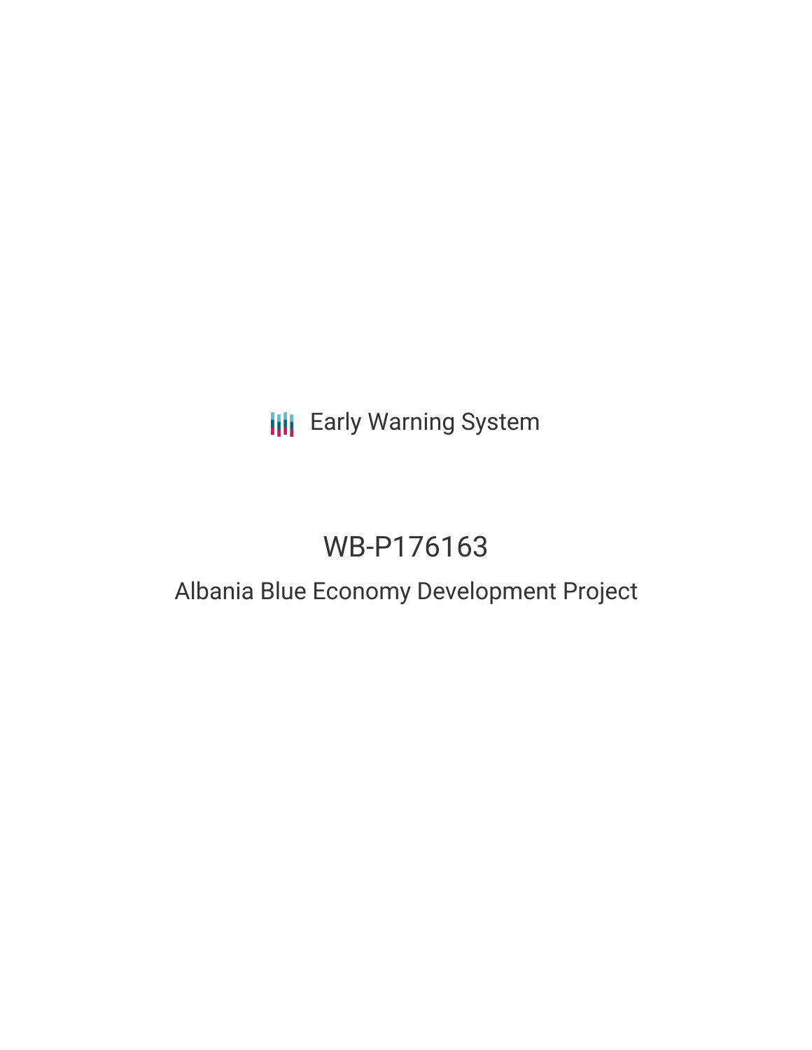Early Warning System

# WB-P176163

## Albania Blue Economy Development Project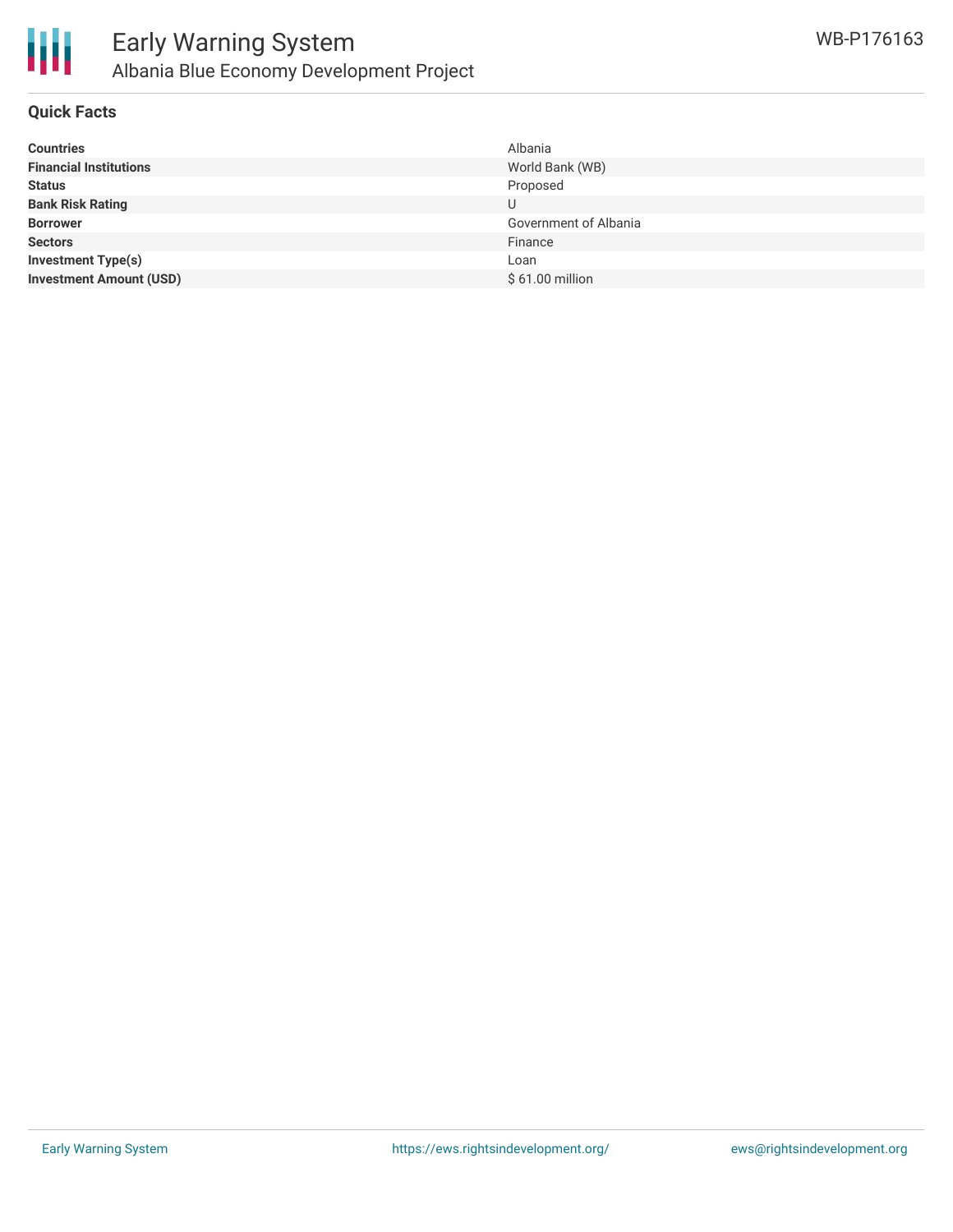## Quick Facts

| | |
|---|---|
| **Countries** | Albania |
| **Financial Institutions** | World Bank (WB) |
| **Status** | Proposed |
| **Bank Risk Rating** | U |
| **Borrower** | Government of Albania |
| **Sectors** | Finance |
| **Investment Type(s)** | Loan |
| **Investment Amount (USD)** | $ 61.00 million |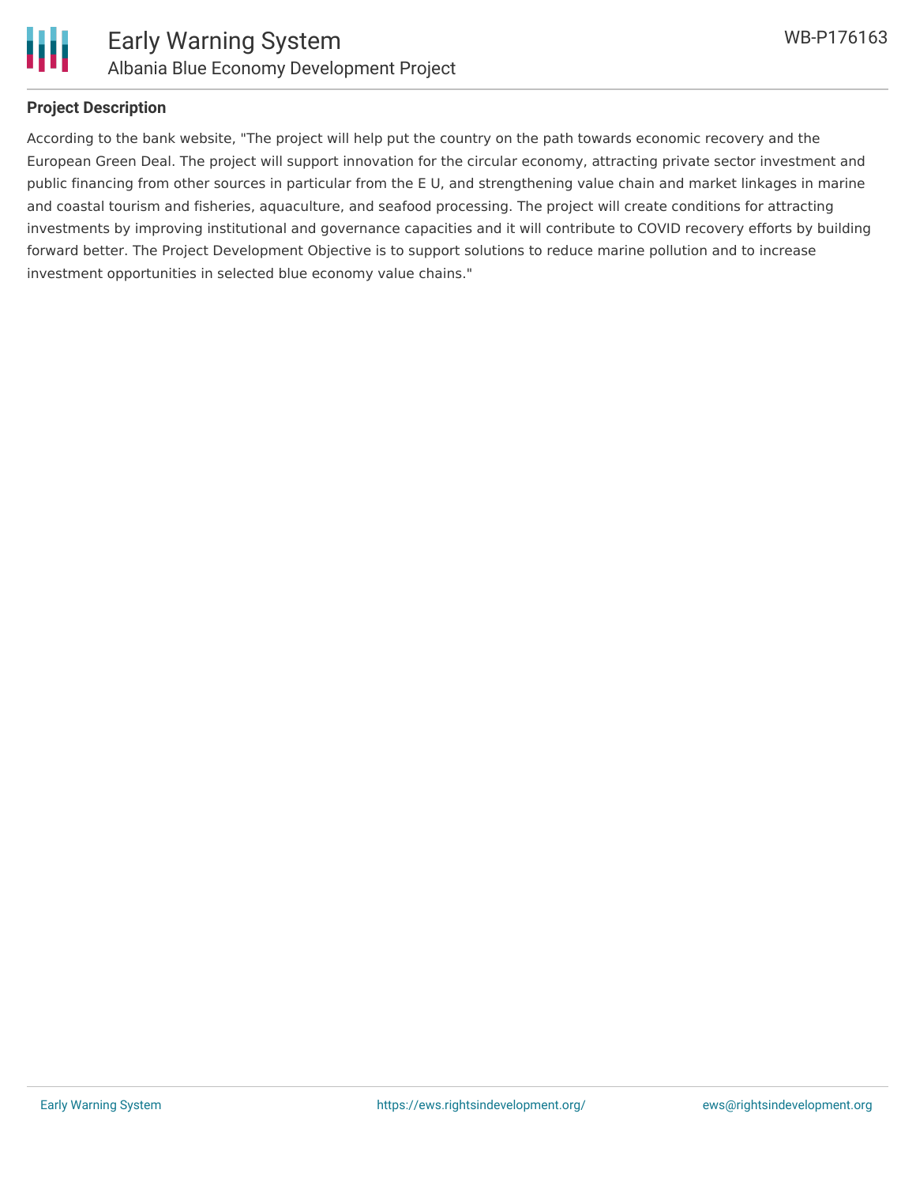## Project Description

According to the bank website, "The project will help put the country on the path towards economic recovery and the European Green Deal. The project will support innovation for the circular economy, attracting private sector investment and public financing from other sources in particular from the E U, and strengthening value chain and market linkages in marine and coastal tourism and fisheries, aquaculture, and seafood processing. The project will create conditions for attracting investments by improving institutional and governance capacities and it will contribute to COVID recovery efforts by building forward better. The Project Development Objective is to support solutions to reduce marine pollution and to increase investment opportunities in selected blue economy value chains."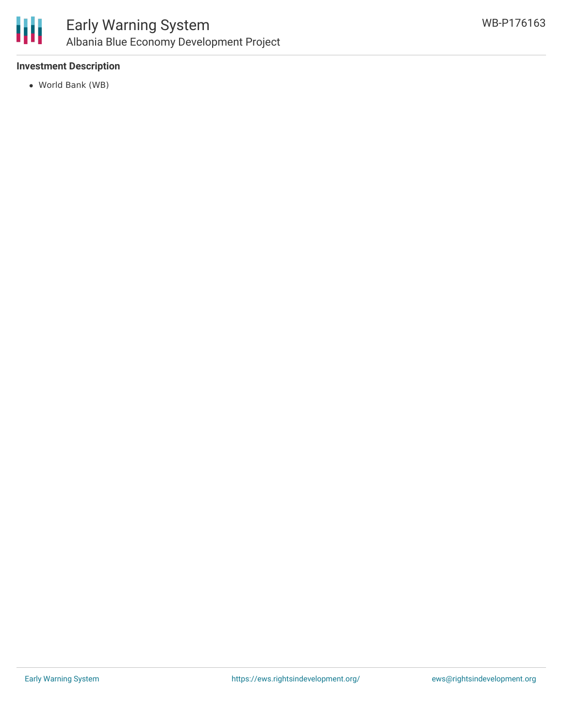### Investment Description

- World Bank (WB)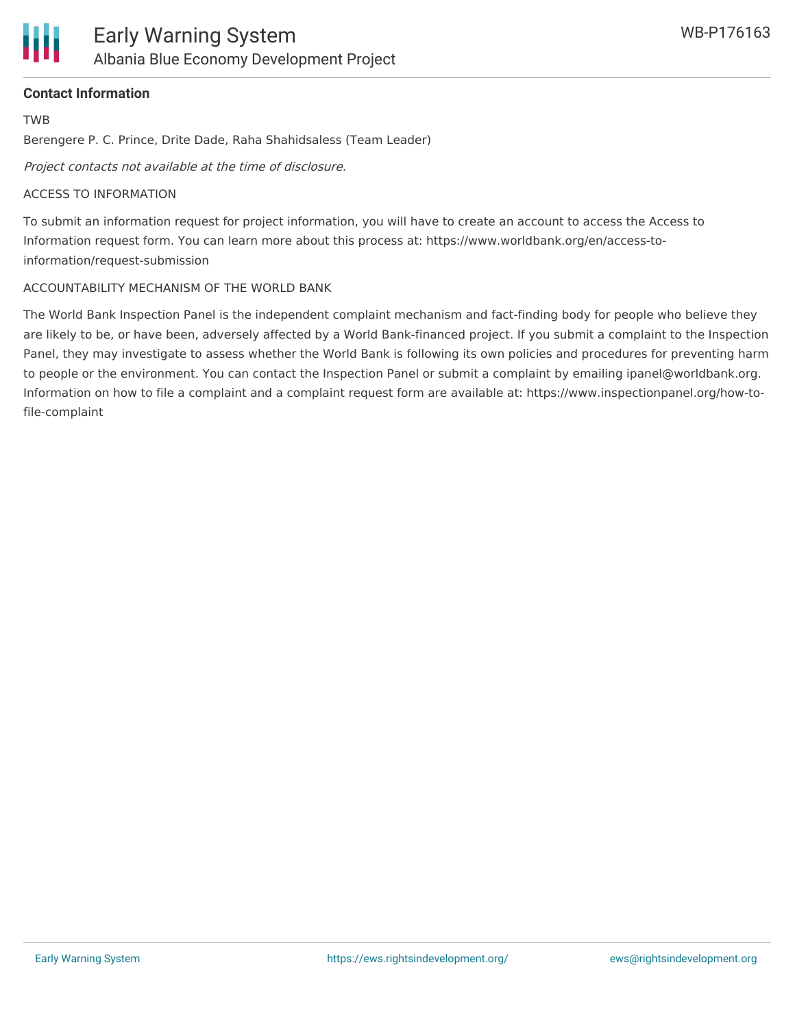**Contact Information**

TWB

Berengere P. C. Prince, Drite Dade, Raha Shahidsaless (Team Leader)

*Project contacts not available at the time of disclosure.*

ACCESS TO INFORMATION

To submit an information request for project information, you will have to create an account to access the Access to Information request form. You can learn more about this process at: https://www.worldbank.org/en/access-to-information/request-submission

ACCOUNTABILITY MECHANISM OF THE WORLD BANK

The World Bank Inspection Panel is the independent complaint mechanism and fact-finding body for people who believe they are likely to be, or have been, adversely affected by a World Bank-financed project. If you submit a complaint to the Inspection Panel, they may investigate to assess whether the World Bank is following its own policies and procedures for preventing harm to people or the environment. You can contact the Inspection Panel or submit a complaint by emailing ipanel@worldbank.org. Information on how to file a complaint and a complaint request form are available at: https://www.inspectionpanel.org/how-to-file-complaint